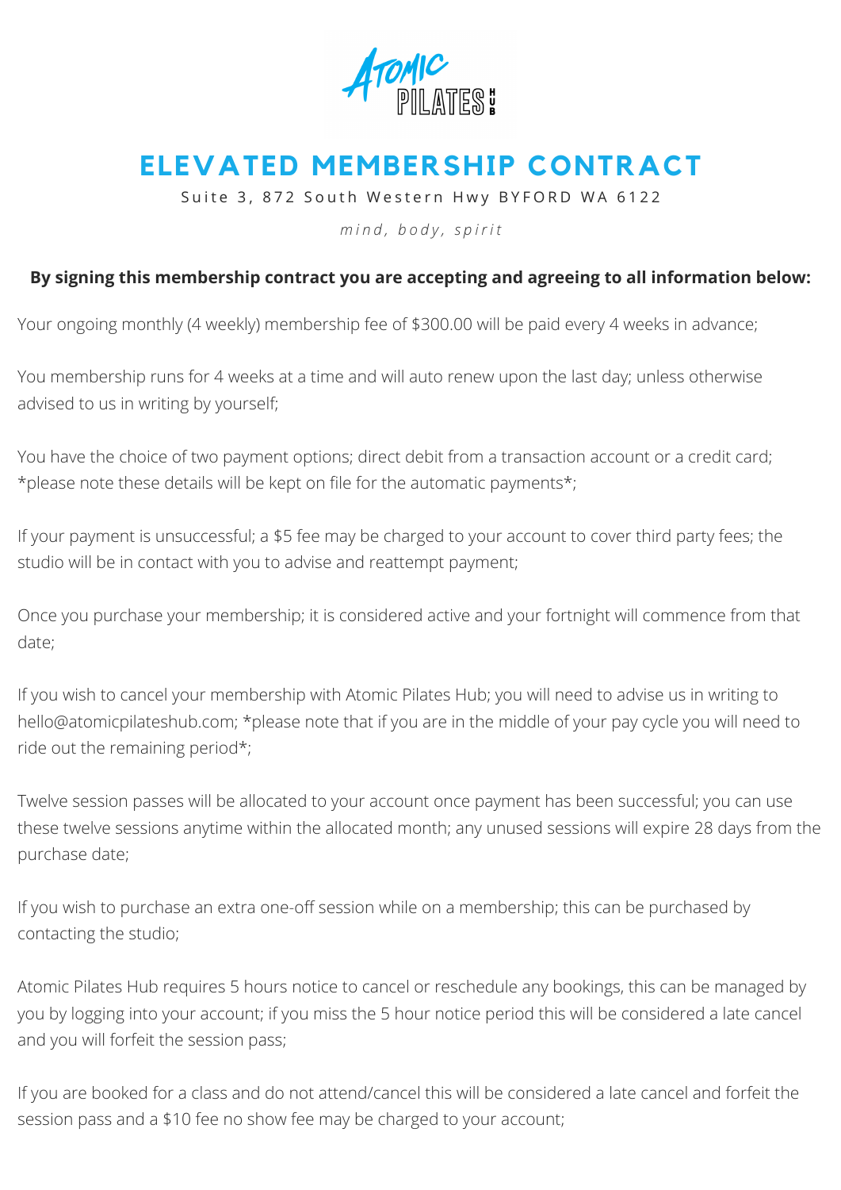# ELEVATED MEMBERSHIP CONTRACT

Suite 3, 872 South Western Hwy BYFORD WA 6122

*mind, body, spirit*

**By signing this membership contract you are accepting and agreeing to all information below:**

Your ongoing monthly (4 weekly) membership fee of $300.00 will be paid every 4 weeks in advance;

You membership runs for 4 weeks at a time and will auto renew upon the last day; unless otherwise advised to us in writing by yourself;

You have the choice of two payment options; direct debit from a transaction account or a credit card; *please note these details will be kept on file for the automatic payments*;

If your payment is unsuccessful; a $5 fee may be charged to your account to cover third party fees; the studio will be in contact with you to advise and reattempt payment;

Once you purchase your membership; it is considered active and your fortnight will commence from that date;

If you wish to cancel your membership with Atomic Pilates Hub; you will need to advise us in writing to hello@atomicpilateshub.com; *please note that if you are in the middle of your pay cycle you will need to ride out the remaining period*;

Twelve session passes will be allocated to your account once payment has been successful; you can use these twelve sessions anytime within the allocated month; any unused sessions will expire 28 days from the purchase date;

If you wish to purchase an extra one-off session while on a membership; this can be purchased by contacting the studio;

Atomic Pilates Hub requires 5 hours notice to cancel or reschedule any bookings, this can be managed by you by logging into your account; if you miss the 5 hour notice period this will be considered a late cancel and you will forfeit the session pass;

If you are booked for a class and do not attend/cancel this will be considered a late cancel and forfeit the session pass and a $10 fee no show fee may be charged to your account;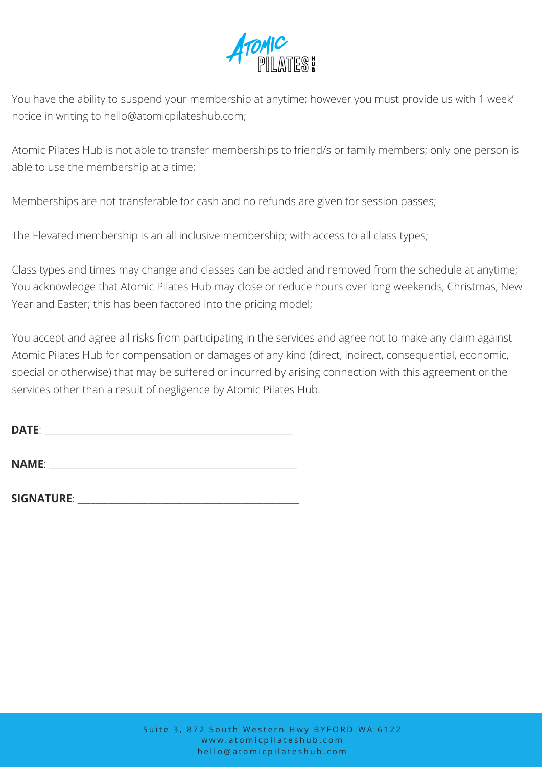You have the ability to suspend your membership at anytime; however you must provide us with 1 week' notice in writing to hello@atomicpilateshub.com;

Atomic Pilates Hub is not able to transfer memberships to friend/s or family members; only one person is able to use the membership at a time;

Memberships are not transferable for cash and no refunds are given for session passes;

The Elevated membership is an all inclusive membership; with access to all class types;

Class types and times may change and classes can be added and removed from the schedule at anytime; You acknowledge that Atomic Pilates Hub may close or reduce hours over long weekends, Christmas, New Year and Easter; this has been factored into the pricing model;

You accept and agree all risks from participating in the services and agree not to make any claim against Atomic Pilates Hub for compensation or damages of any kind (direct, indirect, consequential, economic, special or otherwise) that may be suffered or incurred by arising connection with this agreement or the services other than a result of negligence by Atomic Pilates Hub.

**DATE**: ______________________________________________

**NAME**: ______________________________________________

**SIGNATURE**: ________________________________________

Suite 3, 872 South Western Hwy BYFORD WA 6122
www.atomicpilateshub.com
hello@atomicpilateshub.com